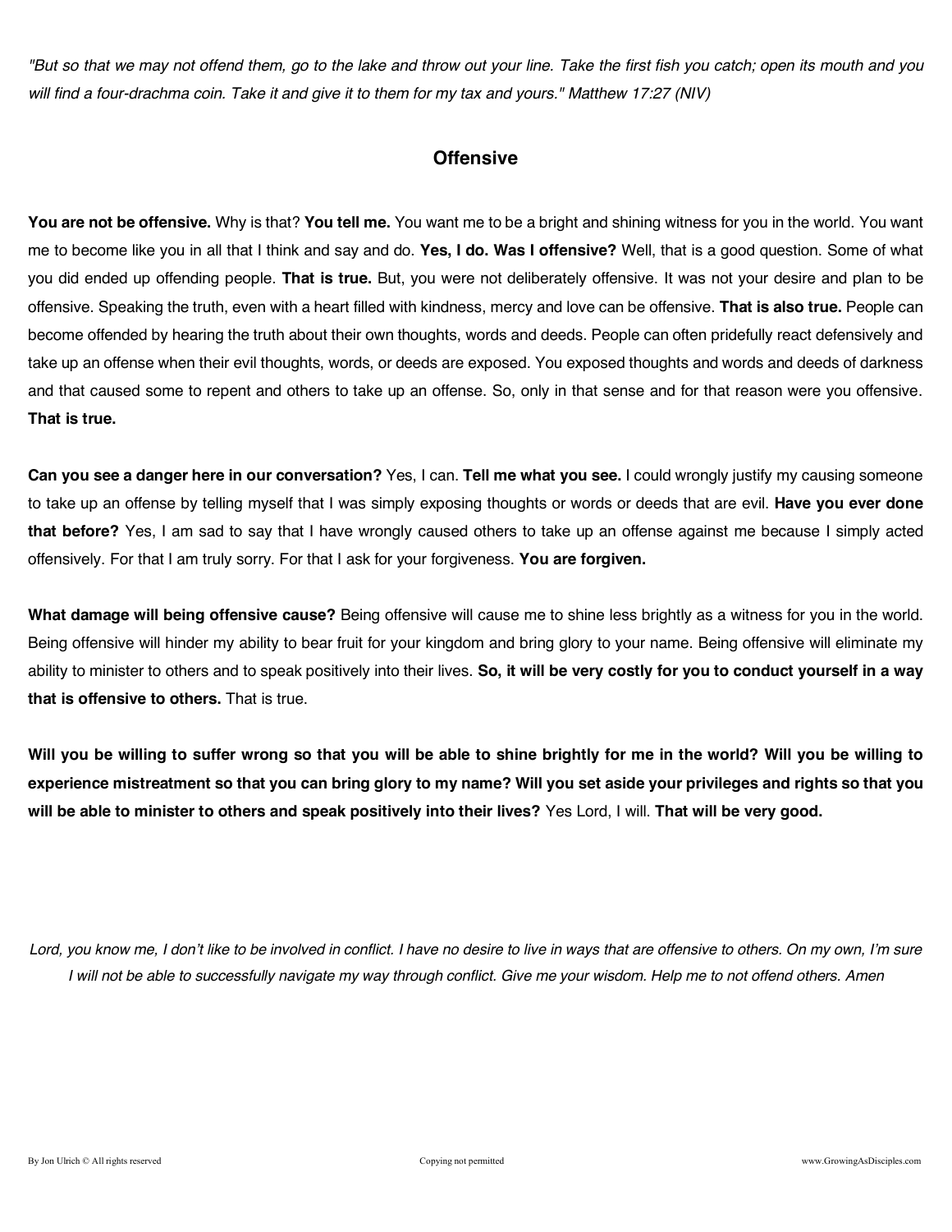*"But so that we may not offend them, go to the lake and throw out your line. Take the first fish you catch; open its mouth and you will find a four-drachma coin. Take it and give it to them for my tax and yours." Matthew 17:27 (NIV)*

## Offensive

**You are not be offensive.** Why is that? **You tell me.** You want me to be a bright and shining witness for you in the world. You want me to become like you in all that I think and say and do. **Yes, I do. Was I offensive?** Well, that is a good question. Some of what you did ended up offending people. **That is true.** But, you were not deliberately offensive. It was not your desire and plan to be offensive. Speaking the truth, even with a heart filled with kindness, mercy and love can be offensive. **That is also true.** People can become offended by hearing the truth about their own thoughts, words and deeds. People can often pridefully react defensively and take up an offense when their evil thoughts, words, or deeds are exposed. You exposed thoughts and words and deeds of darkness and that caused some to repent and others to take up an offense. So, only in that sense and for that reason were you offensive. **That is true.**

**Can you see a danger here in our conversation?** Yes, I can. **Tell me what you see.** I could wrongly justify my causing someone to take up an offense by telling myself that I was simply exposing thoughts or words or deeds that are evil. **Have you ever done that before?** Yes, I am sad to say that I have wrongly caused others to take up an offense against me because I simply acted offensively. For that I am truly sorry. For that I ask for your forgiveness. **You are forgiven.**

**What damage will being offensive cause?** Being offensive will cause me to shine less brightly as a witness for you in the world. Being offensive will hinder my ability to bear fruit for your kingdom and bring glory to your name. Being offensive will eliminate my ability to minister to others and to speak positively into their lives. **So, it will be very costly for you to conduct yourself in a way that is offensive to others.** That is true.

**Will you be willing to suffer wrong so that you will be able to shine brightly for me in the world? Will you be willing to experience mistreatment so that you can bring glory to my name? Will you set aside your privileges and rights so that you will be able to minister to others and speak positively into their lives?** Yes Lord, I will. **That will be very good.**

*Lord, you know me, I don't like to be involved in conflict. I have no desire to live in ways that are offensive to others. On my own, I'm sure I will not be able to successfully navigate my way through conflict. Give me your wisdom. Help me to not offend others. Amen*

By Jon Ulrich © All rights reserved Copying not permitted www.GrowingAsDisciples.com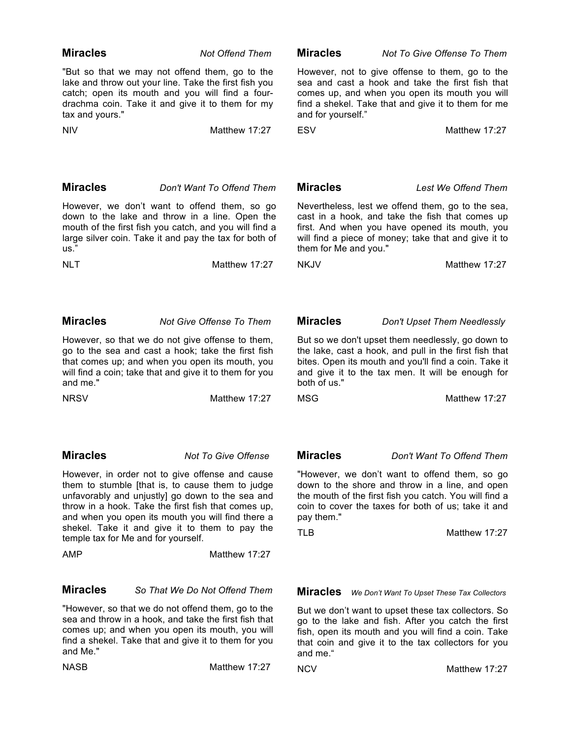**Miracles** *Not Offend Them*

"But so that we may not offend them, go to the lake and throw out your line. Take the first fish you catch; open its mouth and you will find a four-drachma coin. Take it and give it to them for my tax and yours."

NIV Matthew 17:27

**Miracles** *Not To Give Offense To Them*

However, not to give offense to them, go to the sea and cast a hook and take the first fish that comes up, and when you open its mouth you will find a shekel. Take that and give it to them for me and for yourself."

ESV Matthew 17:27

**Miracles** *Don't Want To Offend Them*

However, we don't want to offend them, so go down to the lake and throw in a line. Open the mouth of the first fish you catch, and you will find a large silver coin. Take it and pay the tax for both of us."

NLT Matthew 17:27

**Miracles** *Lest We Offend Them*

Nevertheless, lest we offend them, go to the sea, cast in a hook, and take the fish that comes up first. And when you have opened its mouth, you will find a piece of money; take that and give it to them for Me and you."

NKJV Matthew 17:27

**Miracles** *Not Give Offense To Them*

However, so that we do not give offense to them, go to the sea and cast a hook; take the first fish that comes up; and when you open its mouth, you will find a coin; take that and give it to them for you and me."

NRSV Matthew 17:27

**Miracles** *Don't Upset Them Needlessly*

But so we don't upset them needlessly, go down to the lake, cast a hook, and pull in the first fish that bites. Open its mouth and you'll find a coin. Take it and give it to the tax men. It will be enough for both of us."

MSG Matthew 17:27

**Miracles** *Not To Give Offense*

However, in order not to give offense and cause them to stumble [that is, to cause them to judge unfavorably and unjustly] go down to the sea and throw in a hook. Take the first fish that comes up, and when you open its mouth you will find there a shekel. Take it and give it to them to pay the temple tax for Me and for yourself.

AMP Matthew 17:27

**Miracles** *Don't Want To Offend Them*

"However, we don't want to offend them, so go down to the shore and throw in a line, and open the mouth of the first fish you catch. You will find a coin to cover the taxes for both of us; take it and pay them."

TLB Matthew 17:27

**Miracles** *So That We Do Not Offend Them*

"However, so that we do not offend them, go to the sea and throw in a hook, and take the first fish that comes up; and when you open its mouth, you will find a shekel. Take that and give it to them for you and Me."

NASB Matthew 17:27

**Miracles** *We Don't Want To Upset These Tax Collectors*

But we don't want to upset these tax collectors. So go to the lake and fish. After you catch the first fish, open its mouth and you will find a coin. Take that coin and give it to the tax collectors for you and me."

NCV Matthew 17:27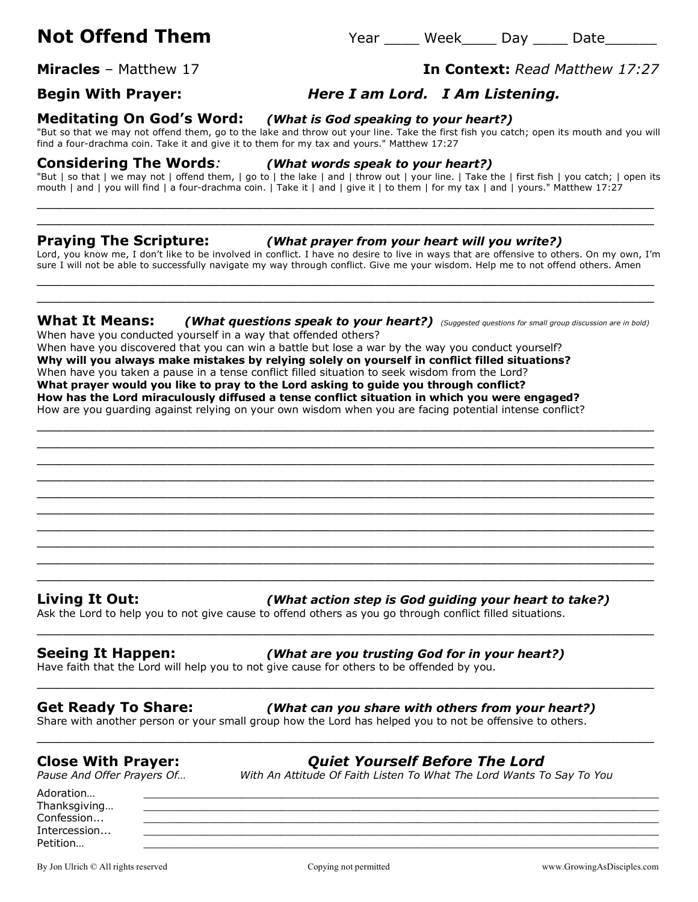# Not Offend Them

Year ____ Week____ Day ____ Date______

**Miracles** – Matthew 17

**In Context:** *Read Matthew 17:27*

**Begin With Prayer:** ***Here I am Lord. I Am Listening.***

## Meditating On God's Word: *(What is God speaking to your heart?)*

"But so that we may not offend them, go to the lake and throw out your line. Take the first fish you catch; open its mouth and you will find a four-drachma coin. Take it and give it to them for my tax and yours." Matthew 17:27

## Considering The Words*:* *(What words speak to your heart?)*

"But | so that | we may not | offend them, | go to | the lake | and | throw out | your line. | Take the | first fish | you catch; | open its mouth | and | you will find | a four-drachma coin. | Take it | and | give it | to them | for my tax | and | yours." Matthew 17:27

______________________________________________________________________________

______________________________________________________________________________

## Praying The Scripture: *(What prayer from your heart will you write?)*

Lord, you know me, I don't like to be involved in conflict. I have no desire to live in ways that are offensive to others. On my own, I'm sure I will not be able to successfully navigate my way through conflict. Give me your wisdom. Help me to not offend others. Amen

______________________________________________________________________________

______________________________________________________________________________

## What It Means: *(What questions speak to your heart?)* *(Suggested questions for small group discussion are in bold)*

When have you conducted yourself in a way that offended others?
When have you discovered that you can win a battle but lose a war by the way you conduct yourself?
**Why will you always make mistakes by relying solely on yourself in conflict filled situations?**
When have you taken a pause in a tense conflict filled situation to seek wisdom from the Lord?
**What prayer would you like to pray to the Lord asking to guide you through conflict?**
**How has the Lord miraculously diffused a tense conflict situation in which you were engaged?**
How are you guarding against relying on your own wisdom when you are facing potential intense conflict?

______________________________________________________________________________

______________________________________________________________________________

______________________________________________________________________________

______________________________________________________________________________

______________________________________________________________________________

______________________________________________________________________________

______________________________________________________________________________

______________________________________________________________________________

______________________________________________________________________________

______________________________________________________________________________

## Living It Out: *(What action step is God guiding your heart to take?)*

Ask the Lord to help you to not give cause to offend others as you go through conflict filled situations.

______________________________________________________________________________

## Seeing It Happen: *(What are you trusting God for in your heart?)*

Have faith that the Lord will help you to not give cause for others to be offended by you.

______________________________________________________________________________

## Get Ready To Share: *(What can you share with others from your heart?)*

Share with another person or your small group how the Lord has helped you to not be offensive to others.

______________________________________________________________________________

## Close With Prayer: ***Quiet Yourself Before The Lord***

*Pause And Offer Prayers Of…* *With An Attitude Of Faith Listen To What The Lord Wants To Say To You*

Adoration… ______________________________________________________________
Thanksgiving… ____________________________________________________________
Confession... ______________________________________________________________
Intercession... _____________________________________________________________
Petition… ________________________________________________________________

By Jon Ulrich © All rights reserved Copying not permitted www.GrowingAsDisciples.com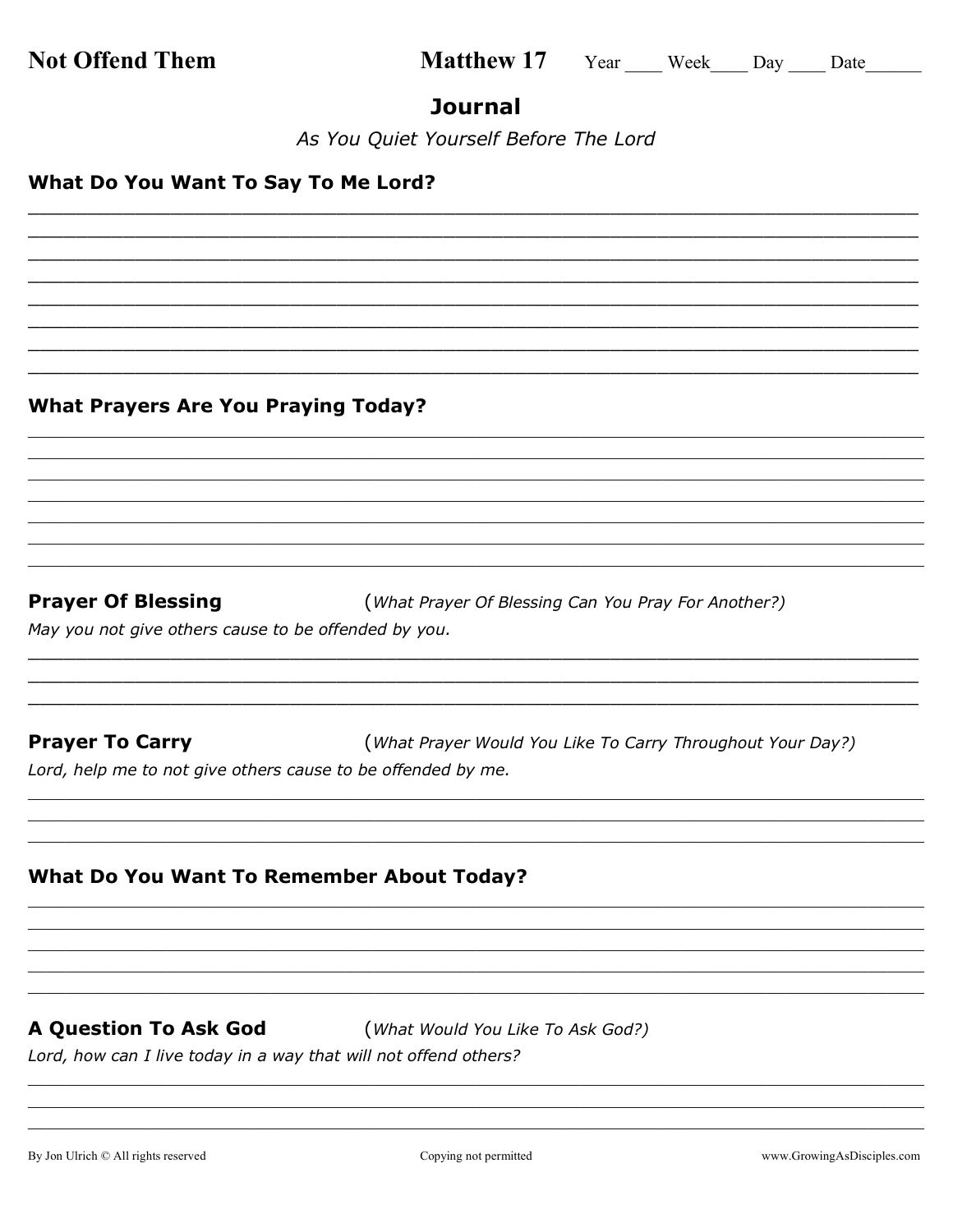**Not Offend Them** **Matthew 17** Year ____ Week____ Day ____ Date______

## Journal

*As You Quiet Yourself Before The Lord*

### What Do You Want To Say To Me Lord?

________________________________________________________________________________
________________________________________________________________________________
________________________________________________________________________________
________________________________________________________________________________
________________________________________________________________________________
________________________________________________________________________________
________________________________________________________________________________
________________________________________________________________________________

### What Prayers Are You Praying Today?

________________________________________________________________________________
________________________________________________________________________________
________________________________________________________________________________
________________________________________________________________________________
________________________________________________________________________________
________________________________________________________________________________
________________________________________________________________________________

### Prayer Of Blessing

(*What Prayer Of Blessing Can You Pray For Another?)*

*May you not give others cause to be offended by you.*

________________________________________________________________________________
________________________________________________________________________________
________________________________________________________________________________

### Prayer To Carry

(*What Prayer Would You Like To Carry Throughout Your Day?)*

*Lord, help me to not give others cause to be offended by me.*

________________________________________________________________________________
________________________________________________________________________________
________________________________________________________________________________

### What Do You Want To Remember About Today?

________________________________________________________________________________
________________________________________________________________________________
________________________________________________________________________________
________________________________________________________________________________
________________________________________________________________________________

### A Question To Ask God

(*What Would You Like To Ask God?)*

*Lord, how can I live today in a way that will not offend others?*

________________________________________________________________________________
________________________________________________________________________________
________________________________________________________________________________

By Jon Ulrich © All rights reserved Copying not permitted www.GrowingAsDisciples.com